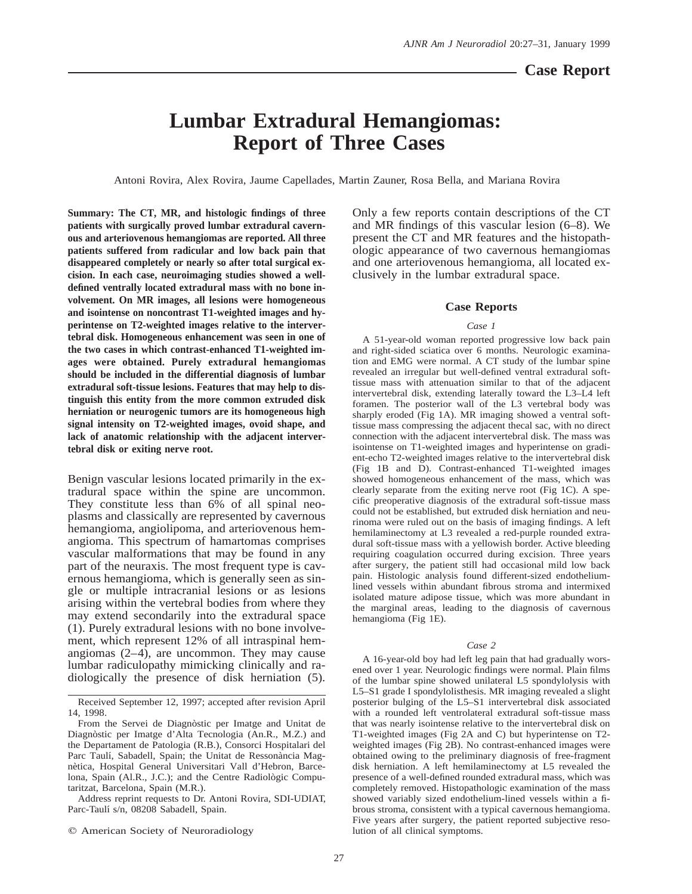Case Report

# Lumbar Extradural Hemangiomas: Report of Three Cases

Antoni Rovira, Alex Rovira, Jaume Capellades, Martin Zauner, Rosa Bella, and Mariana Rovira

**Summary: The CT, MR, and histologic findings of three patients with surgically proved lumbar extradural cavernous and arteriovenous hemangiomas are reported. All three patients suffered from radicular and low back pain that disappeared completely or nearly so after total surgical excision. In each case, neuroimaging studies showed a well-defined ventrally located extradural mass with no bone involvement. On MR images, all lesions were homogeneous and isointense on noncontrast T1-weighted images and hyperintense on T2-weighted images relative to the intervertebral disk. Homogeneous enhancement was seen in one of the two cases in which contrast-enhanced T1-weighted images were obtained. Purely extradural hemangiomas should be included in the differential diagnosis of lumbar extradural soft-tissue lesions. Features that may help to distinguish this entity from the more common extruded disk herniation or neurogenic tumors are its homogeneous high signal intensity on T2-weighted images, ovoid shape, and lack of anatomic relationship with the adjacent intervertebral disk or exiting nerve root.**

Benign vascular lesions located primarily in the extradural space within the spine are uncommon. They constitute less than 6% of all spinal neoplasms and classically are represented by cavernous hemangioma, angiolipoma, and arteriovenous hemangioma. This spectrum of hamartomas comprises vascular malformations that may be found in any part of the neuraxis. The most frequent type is cavernous hemangioma, which is generally seen as single or multiple intracranial lesions or as lesions arising within the vertebral bodies from where they may extend secondarily into the extradural space (1). Purely extradural lesions with no bone involvement, which represent 12% of all intraspinal hemangiomas (2–4), are uncommon. They may cause lumbar radiculopathy mimicking clinically and radiologically the presence of disk herniation (5). Only a few reports contain descriptions of the CT and MR findings of this vascular lesion (6–8). We present the CT and MR features and the histopathologic appearance of two cavernous hemangiomas and one arteriovenous hemangioma, all located exclusively in the lumbar extradural space.

## Case Reports

### *Case 1*

A 51-year-old woman reported progressive low back pain and right-sided sciatica over 6 months. Neurologic examination and EMG were normal. A CT study of the lumbar spine revealed an irregular but well-defined ventral extradural soft-tissue mass with attenuation similar to that of the adjacent intervertebral disk, extending laterally toward the L3–L4 left foramen. The posterior wall of the L3 vertebral body was sharply eroded (Fig 1A). MR imaging showed a ventral soft-tissue mass compressing the adjacent thecal sac, with no direct connection with the adjacent intervertebral disk. The mass was isointense on T1-weighted images and hyperintense on gradient-echo T2-weighted images relative to the intervertebral disk (Fig 1B and D). Contrast-enhanced T1-weighted images showed homogeneous enhancement of the mass, which was clearly separate from the exiting nerve root (Fig 1C). A specific preoperative diagnosis of the extradural soft-tissue mass could not be established, but extruded disk herniation and neurinoma were ruled out on the basis of imaging findings. A left hemilaminectomy at L3 revealed a red-purple rounded extradural soft-tissue mass with a yellowish border. Active bleeding requiring coagulation occurred during excision. Three years after surgery, the patient still had occasional mild low back pain. Histologic analysis found different-sized endothelium-lined vessels within abundant fibrous stroma and intermixed isolated mature adipose tissue, which was more abundant in the marginal areas, leading to the diagnosis of cavernous hemangioma (Fig 1E).

### *Case 2*

A 16-year-old boy had left leg pain that had gradually worsened over 1 year. Neurologic findings were normal. Plain films of the lumbar spine showed unilateral L5 spondylolysis with L5–S1 grade I spondylolisthesis. MR imaging revealed a slight posterior bulging of the L5–S1 intervertebral disk associated with a rounded left ventrolateral extradural soft-tissue mass that was nearly isointense relative to the intervertebral disk on T1-weighted images (Fig 2A and C) but hyperintense on T2-weighted images (Fig 2B). No contrast-enhanced images were obtained owing to the preliminary diagnosis of free-fragment disk herniation. A left hemilaminectomy at L5 revealed the presence of a well-defined rounded extradural mass, which was completely removed. Histopathologic examination of the mass showed variably sized endothelium-lined vessels within a fibrous stroma, consistent with a typical cavernous hemangioma. Five years after surgery, the patient reported subjective resolution of all clinical symptoms.

---

Received September 12, 1997; accepted after revision April 14, 1998.

From the Servei de Diagnòstic per Imatge and Unitat de Diagnòstic per Imatge d'Alta Tecnologia (An.R., M.Z.) and the Departament de Patologia (R.B.), Consorci Hospitalari del Parc Taulí, Sabadell, Spain; the Unitat de Ressonància Magnètica, Hospital General Universitari Vall d'Hebron, Barcelona, Spain (Al.R., J.C.); and the Centre Radiològic Computaritzat, Barcelona, Spain (M.R.).

Address reprint requests to Dr. Antoni Rovira, SDI-UDIAT, Parc-Taulí s/n, 08208 Sabadell, Spain.

© American Society of Neuroradiology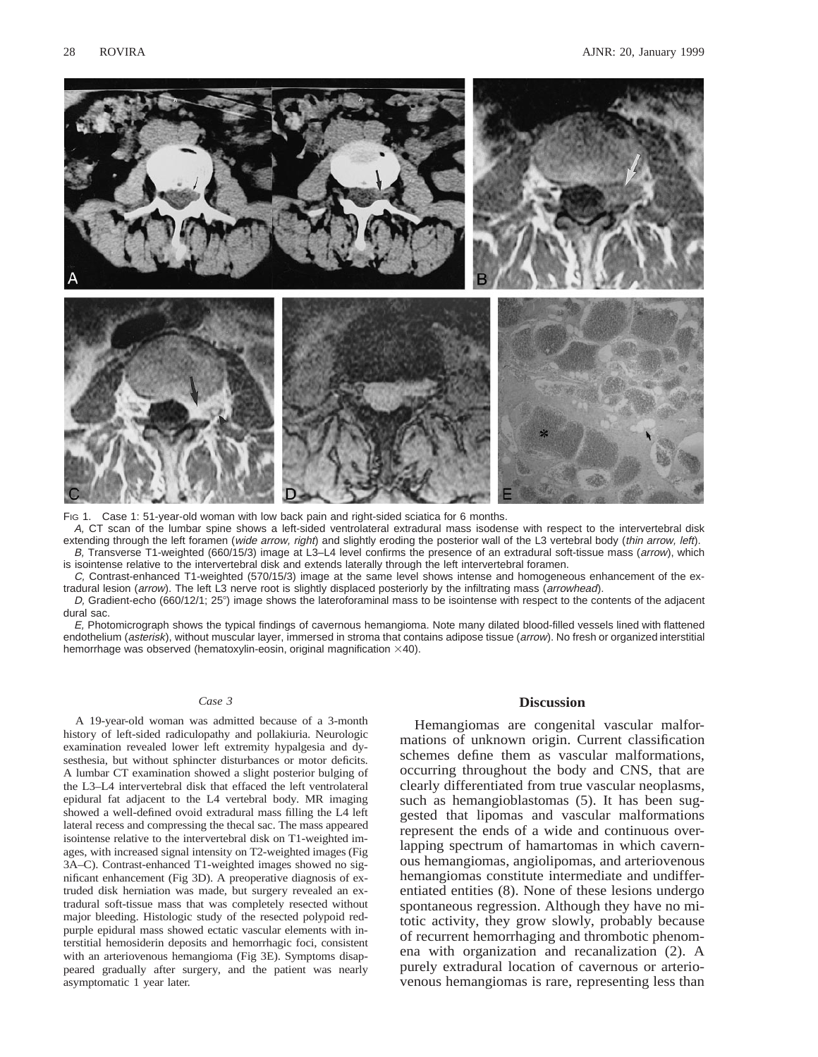FIG 1. Case 1: 51-year-old woman with low back pain and right-sided sciatica for 6 months.

*A,* CT scan of the lumbar spine shows a left-sided ventrolateral extradural mass isodense with respect to the intervertebral disk extending through the left foramen (*wide arrow, right*) and slightly eroding the posterior wall of the L3 vertebral body (*thin arrow, left*).

*B,* Transverse T1-weighted (660/15/3) image at L3–L4 level confirms the presence of an extradural soft-tissue mass (*arrow*), which is isointense relative to the intervertebral disk and extends laterally through the left intervertebral foramen.

*C,* Contrast-enhanced T1-weighted (570/15/3) image at the same level shows intense and homogeneous enhancement of the extradural lesion (*arrow*). The left L3 nerve root is slightly displaced posteriorly by the infiltrating mass (*arrowhead*).

*D,* Gradient-echo (660/12/1; 25°) image shows the lateroforaminal mass to be isointense with respect to the contents of the adjacent dural sac.

*E,* Photomicrograph shows the typical findings of cavernous hemangioma. Note many dilated blood-filled vessels lined with flattened endothelium (*asterisk*), without muscular layer, immersed in stroma that contains adipose tissue (*arrow*). No fresh or organized interstitial hemorrhage was observed (hematoxylin-eosin, original magnification ×40).

### *Case 3*

A 19-year-old woman was admitted because of a 3-month history of left-sided radiculopathy and pollakiuria. Neurologic examination revealed lower left extremity hypalgesia and dysesthesia, but without sphincter disturbances or motor deficits. A lumbar CT examination showed a slight posterior bulging of the L3–L4 intervertebral disk that effaced the left ventrolateral epidural fat adjacent to the L4 vertebral body. MR imaging showed a well-defined ovoid extradural mass filling the L4 left lateral recess and compressing the thecal sac. The mass appeared isointense relative to the intervertebral disk on T1-weighted images, with increased signal intensity on T2-weighted images (Fig 3A–C). Contrast-enhanced T1-weighted images showed no significant enhancement (Fig 3D). A preoperative diagnosis of extruded disk herniation was made, but surgery revealed an extradural soft-tissue mass that was completely resected without major bleeding. Histologic study of the resected polypoid red-purple epidural mass showed ectatic vascular elements with interstitial hemosiderin deposits and hemorrhagic foci, consistent with an arteriovenous hemangioma (Fig 3E). Symptoms disappeared gradually after surgery, and the patient was nearly asymptomatic 1 year later.

## Discussion

Hemangiomas are congenital vascular malformations of unknown origin. Current classification schemes define them as vascular malformations, occurring throughout the body and CNS, that are clearly differentiated from true vascular neoplasms, such as hemangioblastomas (5). It has been suggested that lipomas and vascular malformations represent the ends of a wide and continuous overlapping spectrum of hamartomas in which cavernous hemangiomas, angiolipomas, and arteriovenous hemangiomas constitute intermediate and undifferentiated entities (8). None of these lesions undergo spontaneous regression. Although they have no mitotic activity, they grow slowly, probably because of recurrent hemorrhaging and thrombotic phenomena with organization and recanalization (2). A purely extradural location of cavernous or arteriovenous hemangiomas is rare, representing less than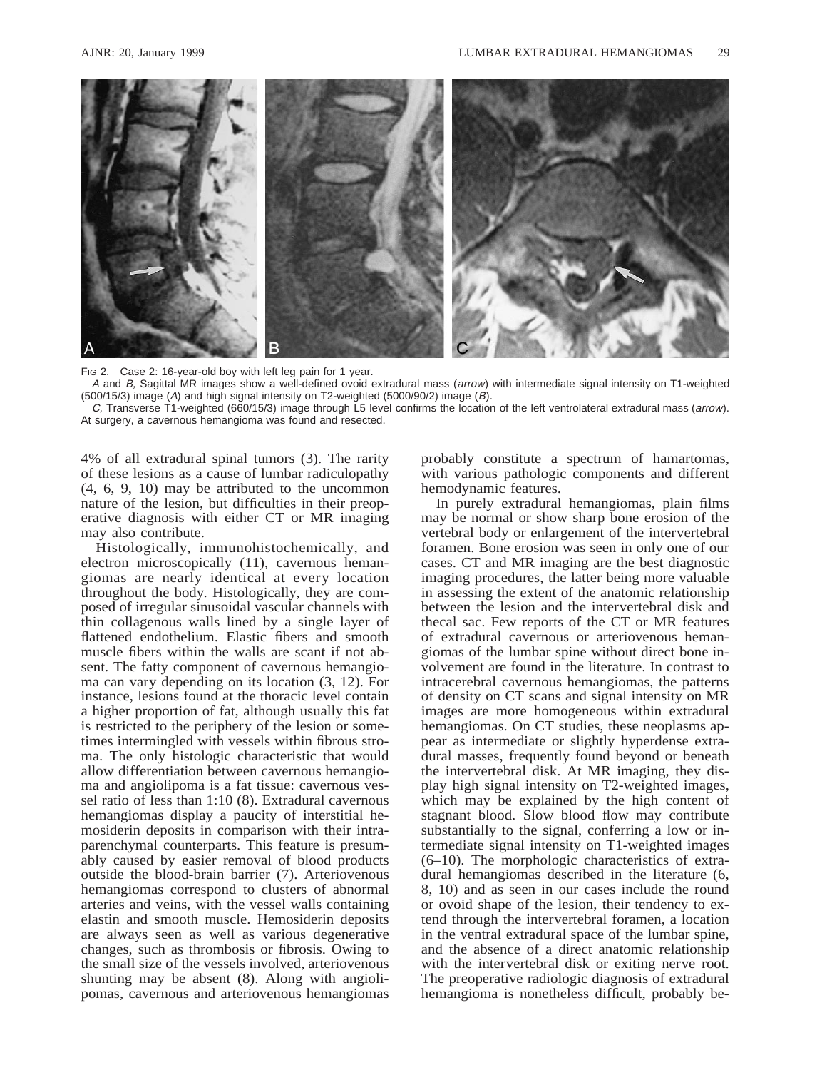FIG 2. Case 2: 16-year-old boy with left leg pain for 1 year.

*A* and *B*, Sagittal MR images show a well-defined ovoid extradural mass (*arrow*) with intermediate signal intensity on T1-weighted (500/15/3) image (*A*) and high signal intensity on T2-weighted (5000/90/2) image (*B*).

*C*, Transverse T1-weighted (660/15/3) image through L5 level confirms the location of the left ventrolateral extradural mass (*arrow*). At surgery, a cavernous hemangioma was found and resected.

4% of all extradural spinal tumors (3). The rarity of these lesions as a cause of lumbar radiculopathy (4, 6, 9, 10) may be attributed to the uncommon nature of the lesion, but difficulties in their preoperative diagnosis with either CT or MR imaging may also contribute.

Histologically, immunohistochemically, and electron microscopically (11), cavernous hemangiomas are nearly identical at every location throughout the body. Histologically, they are composed of irregular sinusoidal vascular channels with thin collagenous walls lined by a single layer of flattened endothelium. Elastic fibers and smooth muscle fibers within the walls are scant if not absent. The fatty component of cavernous hemangioma can vary depending on its location (3, 12). For instance, lesions found at the thoracic level contain a higher proportion of fat, although usually this fat is restricted to the periphery of the lesion or sometimes intermingled with vessels within fibrous stroma. The only histologic characteristic that would allow differentiation between cavernous hemangioma and angiolipoma is a fat tissue: cavernous vessel ratio of less than 1:10 (8). Extradural cavernous hemangiomas display a paucity of interstitial hemosiderin deposits in comparison with their intraparenchymal counterparts. This feature is presumably caused by easier removal of blood products outside the blood-brain barrier (7). Arteriovenous hemangiomas correspond to clusters of abnormal arteries and veins, with the vessel walls containing elastin and smooth muscle. Hemosiderin deposits are always seen as well as various degenerative changes, such as thrombosis or fibrosis. Owing to the small size of the vessels involved, arteriovenous shunting may be absent (8). Along with angiolipomas, cavernous and arteriovenous hemangiomas probably constitute a spectrum of hamartomas, with various pathologic components and different hemodynamic features.

In purely extradural hemangiomas, plain films may be normal or show sharp bone erosion of the vertebral body or enlargement of the intervertebral foramen. Bone erosion was seen in only one of our cases. CT and MR imaging are the best diagnostic imaging procedures, the latter being more valuable in assessing the extent of the anatomic relationship between the lesion and the intervertebral disk and thecal sac. Few reports of the CT or MR features of extradural cavernous or arteriovenous hemangiomas of the lumbar spine without direct bone involvement are found in the literature. In contrast to intracerebral cavernous hemangiomas, the patterns of density on CT scans and signal intensity on MR images are more homogeneous within extradural hemangiomas. On CT studies, these neoplasms appear as intermediate or slightly hyperdense extradural masses, frequently found beyond or beneath the intervertebral disk. At MR imaging, they display high signal intensity on T2-weighted images, which may be explained by the high content of stagnant blood. Slow blood flow may contribute substantially to the signal, conferring a low or intermediate signal intensity on T1-weighted images (6–10). The morphologic characteristics of extradural hemangiomas described in the literature (6, 8, 10) and as seen in our cases include the round or ovoid shape of the lesion, their tendency to extend through the intervertebral foramen, a location in the ventral extradural space of the lumbar spine, and the absence of a direct anatomic relationship with the intervertebral disk or exiting nerve root. The preoperative radiologic diagnosis of extradural hemangioma is nonetheless difficult, probably be-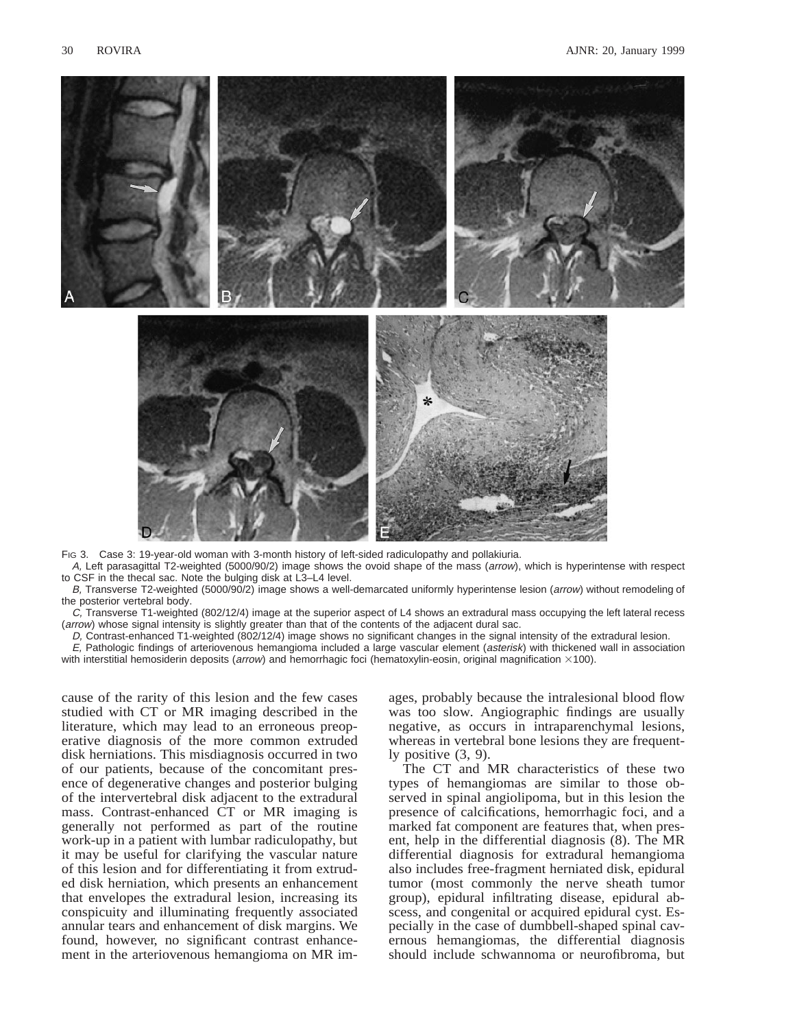Fig 3. Case 3: 19-year-old woman with 3-month history of left-sided radiculopathy and pollakiuria.

*A,* Left parasagittal T2-weighted (5000/90/2) image shows the ovoid shape of the mass (*arrow*), which is hyperintense with respect to CSF in the thecal sac. Note the bulging disk at L3–L4 level.

*B,* Transverse T2-weighted (5000/90/2) image shows a well-demarcated uniformly hyperintense lesion (*arrow*) without remodeling of the posterior vertebral body.

*C,* Transverse T1-weighted (802/12/4) image at the superior aspect of L4 shows an extradural mass occupying the left lateral recess (*arrow*) whose signal intensity is slightly greater than that of the contents of the adjacent dural sac.

*D,* Contrast-enhanced T1-weighted (802/12/4) image shows no significant changes in the signal intensity of the extradural lesion.

*E,* Pathologic findings of arteriovenous hemangioma included a large vascular element (*asterisk*) with thickened wall in association with interstitial hemosiderin deposits (*arrow*) and hemorrhagic foci (hematoxylin-eosin, original magnification ×100).

cause of the rarity of this lesion and the few cases studied with CT or MR imaging described in the literature, which may lead to an erroneous preoperative diagnosis of the more common extruded disk herniations. This misdiagnosis occurred in two of our patients, because of the concomitant presence of degenerative changes and posterior bulging of the intervertebral disk adjacent to the extradural mass. Contrast-enhanced CT or MR imaging is generally not performed as part of the routine work-up in a patient with lumbar radiculopathy, but it may be useful for clarifying the vascular nature of this lesion and for differentiating it from extruded disk herniation, which presents an enhancement that envelopes the extradural lesion, increasing its conspicuity and illuminating frequently associated annular tears and enhancement of disk margins. We found, however, no significant contrast enhancement in the arteriovenous hemangioma on MR images, probably because the intralesional blood flow was too slow. Angiographic findings are usually negative, as occurs in intraparenchymal lesions, whereas in vertebral bone lesions they are frequently positive (3, 9).

The CT and MR characteristics of these two types of hemangiomas are similar to those observed in spinal angiolipoma, but in this lesion the presence of calcifications, hemorrhagic foci, and a marked fat component are features that, when present, help in the differential diagnosis (8). The MR differential diagnosis for extradural hemangioma also includes free-fragment herniated disk, epidural tumor (most commonly the nerve sheath tumor group), epidural infiltrating disease, epidural abscess, and congenital or acquired epidural cyst. Especially in the case of dumbbell-shaped spinal cavernous hemangiomas, the differential diagnosis should include schwannoma or neurofibroma, but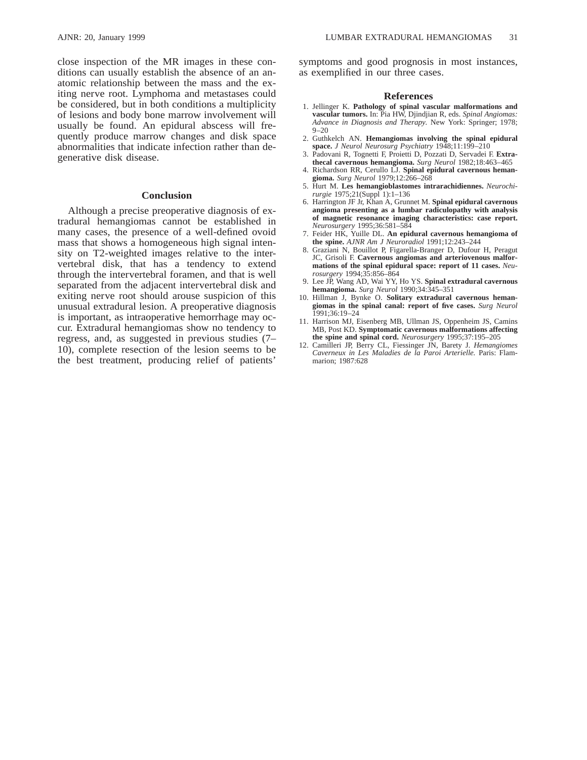close inspection of the MR images in these conditions can usually establish the absence of an anatomic relationship between the mass and the exiting nerve root. Lymphoma and metastases could be considered, but in both conditions a multiplicity of lesions and body bone marrow involvement will usually be found. An epidural abscess will frequently produce marrow changes and disk space abnormalities that indicate infection rather than degenerative disk disease.

## Conclusion

Although a precise preoperative diagnosis of extradural hemangiomas cannot be established in many cases, the presence of a well-defined ovoid mass that shows a homogeneous high signal intensity on T2-weighted images relative to the intervertebral disk, that has a tendency to extend through the intervertebral foramen, and that is well separated from the adjacent intervertebral disk and exiting nerve root should arouse suspicion of this unusual extradural lesion. A preoperative diagnosis is important, as intraoperative hemorrhage may occur. Extradural hemangiomas show no tendency to regress, and, as suggested in previous studies (7–10), complete resection of the lesion seems to be the best treatment, producing relief of patients' symptoms and good prognosis in most instances, as exemplified in our three cases.

## References

1. Jellinger K. **Pathology of spinal vascular malformations and vascular tumors.** In: Pia HW, Djindjian R, eds. *Spinal Angiomas: Advance in Diagnosis and Therapy.* New York: Springer; 1978; 9–20
2. Guthkelch AN. **Hemangiomas involving the spinal epidural space.** *J Neurol Neurosurg Psychiatry* 1948;11:199–210
3. Padovani R, Tognetti F, Proietti D, Pozzati D, Servadei F. **Extrathecal cavernous hemangioma.** *Surg Neurol* 1982;18:463–465
4. Richardson RR, Cerullo LJ. **Spinal epidural cavernous hemangioma.** *Surg Neurol* 1979;12:266–268
5. Hurt M. **Les hemangioblastomes intrarachidiennes.** *Neurochirurgie* 1975;21(Suppl 1):1–136
6. Harrington JF Jr, Khan A, Grunnet M. **Spinal epidural cavernous angioma presenting as a lumbar radiculopathy with analysis of magnetic resonance imaging characteristics: case report.** *Neurosurgery* 1995;36:581–584
7. Feider HK, Yuille DL. **An epidural cavernous hemangioma of the spine.** *AJNR Am J Neuroradiol* 1991;12:243–244
8. Graziani N, Bouillot P, Figarella-Branger D, Dufour H, Peragut JC, Grisoli F. **Cavernous angiomas and arteriovenous malformations of the spinal epidural space: report of 11 cases.** *Neurosurgery* 1994;35:856–864
9. Lee JP, Wang AD, Wai YY, Ho YS. **Spinal extradural cavernous hemangioma.** *Surg Neurol* 1990;34:345–351
10. Hillman J, Bynke O. **Solitary extradural cavernous hemangiomas in the spinal canal: report of five cases.** *Surg Neurol* 1991;36:19–24
11. Harrison MJ, Eisenberg MB, Ullman JS, Oppenheim JS, Camins MB, Post KD. **Symptomatic cavernous malformations affecting the spine and spinal cord.** *Neurosurgery* 1995;37:195–205
12. Camilleri JP, Berry CL, Fiessinger JN, Barety J. *Hemangiomes Caverneux in Les Maladies de la Paroi Arterielle.* Paris: Flammarion; 1987:628